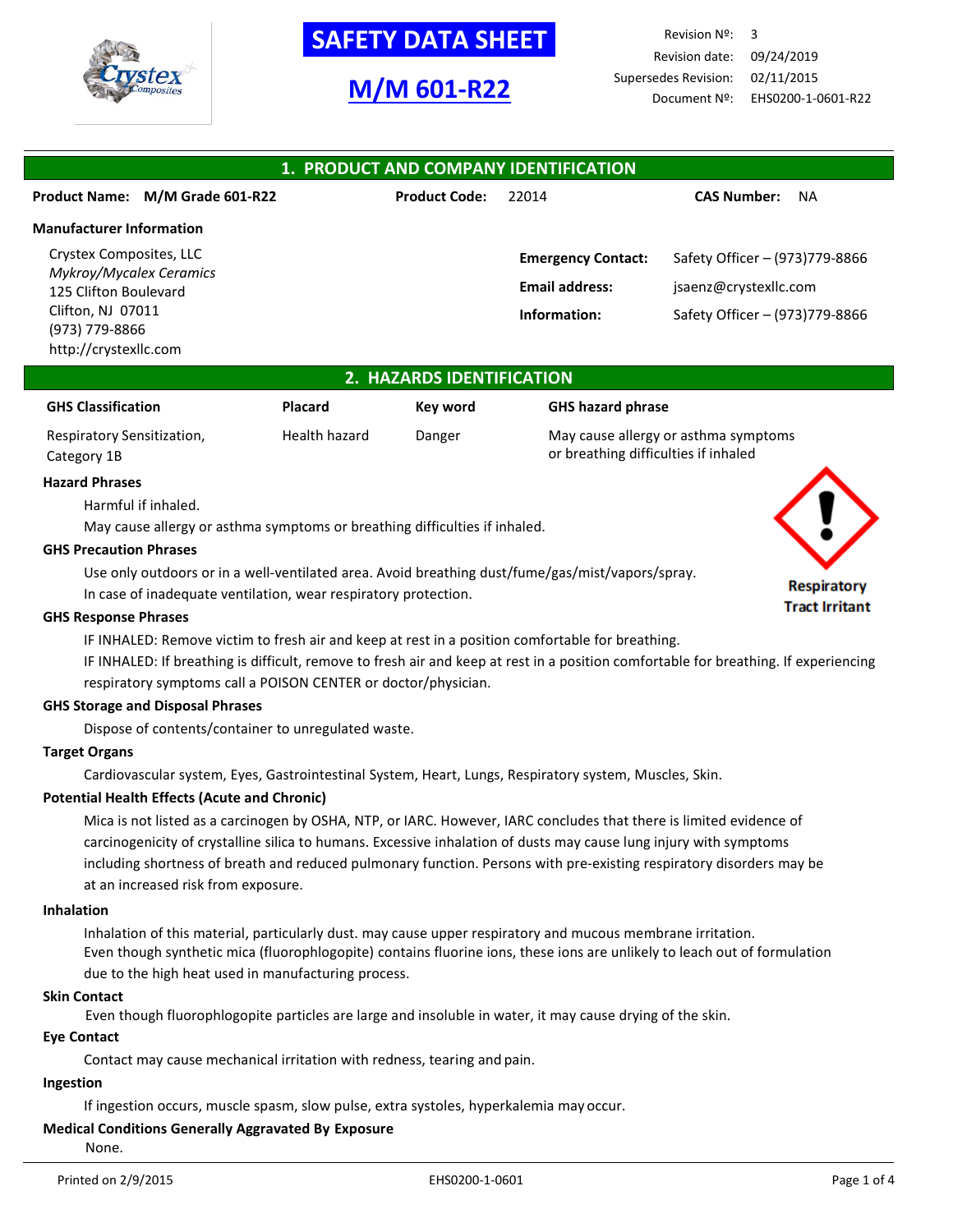# SAFETY DATA SHEET

## M/M 601-R22

Revision Nº: 3
Revision date: 09/24/2019
Supersedes Revision: 02/11/2015
Document Nº: EHS0200-1-0601-R22

## 1. PRODUCT AND COMPANY IDENTIFICATION

**Product Name: M/M Grade 601-R22** **Product Code:** 22014 **CAS Number:** NA

**Manufacturer Information**

Crystex Composites, LLC
*Mykroy/Mycalex Ceramics*
125 Clifton Boulevard
Clifton, NJ 07011
(973) 779-8866
http://crystexllc.com

**Emergency Contact:** Safety Officer – (973)779-8866

**Email address:** jsaenz@crystexllc.com

**Information:** Safety Officer – (973)779-8866

## 2. HAZARDS IDENTIFICATION

| GHS Classification | Placard | Key word | GHS hazard phrase |
|---|---|---|---|
| Respiratory Sensitization, Category 1B | Health hazard | Danger | May cause allergy or asthma symptoms or breathing difficulties if inhaled |

**Hazard Phrases**

Harmful if inhaled.
May cause allergy or asthma symptoms or breathing difficulties if inhaled.

Respiratory Tract Irritant

**GHS Precaution Phrases**

Use only outdoors or in a well-ventilated area. Avoid breathing dust/fume/gas/mist/vapors/spray.
In case of inadequate ventilation, wear respiratory protection.

**GHS Response Phrases**

IF INHALED: Remove victim to fresh air and keep at rest in a position comfortable for breathing.
IF INHALED: If breathing is difficult, remove to fresh air and keep at rest in a position comfortable for breathing. If experiencing respiratory symptoms call a POISON CENTER or doctor/physician.

**GHS Storage and Disposal Phrases**

Dispose of contents/container to unregulated waste.

**Target Organs**

Cardiovascular system, Eyes, Gastrointestinal System, Heart, Lungs, Respiratory system, Muscles, Skin.

**Potential Health Effects (Acute and Chronic)**

Mica is not listed as a carcinogen by OSHA, NTP, or IARC. However, IARC concludes that there is limited evidence of carcinogenicity of crystalline silica to humans. Excessive inhalation of dusts may cause lung injury with symptoms including shortness of breath and reduced pulmonary function. Persons with pre-existing respiratory disorders may be at an increased risk from exposure.

**Inhalation**

Inhalation of this material, particularly dust. may cause upper respiratory and mucous membrane irritation.
Even though synthetic mica (fluorophlogopite) contains fluorine ions, these ions are unlikely to leach out of formulation due to the high heat used in manufacturing process.

**Skin Contact**

Even though fluorophlogopite particles are large and insoluble in water, it may cause drying of the skin.

**Eye Contact**

Contact may cause mechanical irritation with redness, tearing and pain.

**Ingestion**

If ingestion occurs, muscle spasm, slow pulse, extra systoles, hyperkalemia may occur.

**Medical Conditions Generally Aggravated By Exposure**

None.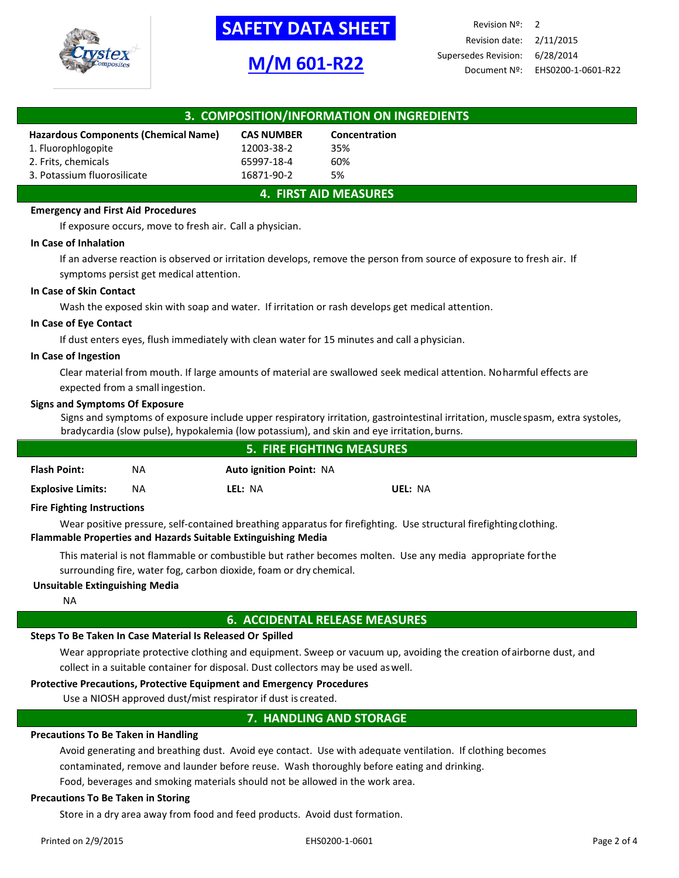# SAFETY DATA SHEET

## M/M 601-R22

| | |
|---|---|
| Revision Nº: | 2 |
| Revision date: | 2/11/2015 |
| Supersedes Revision: | 6/28/2014 |
| Document Nº: | EHS0200-1-0601-R22 |

## 3. COMPOSITION/INFORMATION ON INGREDIENTS

| Hazardous Components (Chemical Name) | CAS NUMBER | Concentration |
|---|---|---|
| 1. Fluorophlogopite | 12003-38-2 | 35% |
| 2. Frits, chemicals | 65997-18-4 | 60% |
| 3. Potassium fluorosilicate | 16871-90-2 | 5% |

## 4. FIRST AID MEASURES

**Emergency and First Aid Procedures**

If exposure occurs, move to fresh air. Call a physician.

**In Case of Inhalation**

If an adverse reaction is observed or irritation develops, remove the person from source of exposure to fresh air. If symptoms persist get medical attention.

**In Case of Skin Contact**

Wash the exposed skin with soap and water. If irritation or rash develops get medical attention.

**In Case of Eye Contact**

If dust enters eyes, flush immediately with clean water for 15 minutes and call a physician.

**In Case of Ingestion**

Clear material from mouth. If large amounts of material are swallowed seek medical attention. No harmful effects are expected from a small ingestion.

**Signs and Symptoms Of Exposure**

Signs and symptoms of exposure include upper respiratory irritation, gastrointestinal irritation, muscle spasm, extra systoles, bradycardia (slow pulse), hypokalemia (low potassium), and skin and eye irritation, burns.

## 5. FIRE FIGHTING MEASURES

| | | | |
|---|---|---|---|
| **Flash Point:** NA | **Auto ignition Point:** NA | | |
| **Explosive Limits:** NA | **LEL:** NA | **UEL:** NA | |

**Fire Fighting Instructions**

Wear positive pressure, self-contained breathing apparatus for firefighting. Use structural firefighting clothing.

**Flammable Properties and Hazards Suitable Extinguishing Media**

This material is not flammable or combustible but rather becomes molten. Use any media appropriate for the surrounding fire, water fog, carbon dioxide, foam or dry chemical.

**Unsuitable Extinguishing Media**

NA

## 6. ACCIDENTAL RELEASE MEASURES

**Steps To Be Taken In Case Material Is Released Or Spilled**

Wear appropriate protective clothing and equipment. Sweep or vacuum up, avoiding the creation of airborne dust, and collect in a suitable container for disposal. Dust collectors may be used as well.

**Protective Precautions, Protective Equipment and Emergency Procedures**

Use a NIOSH approved dust/mist respirator if dust is created.

## 7. HANDLING AND STORAGE

**Precautions To Be Taken in Handling**

Avoid generating and breathing dust. Avoid eye contact. Use with adequate ventilation. If clothing becomes contaminated, remove and launder before reuse. Wash thoroughly before eating and drinking.
Food, beverages and smoking materials should not be allowed in the work area.

**Precautions To Be Taken in Storing**

Store in a dry area away from food and feed products. Avoid dust formation.

Printed on 2/9/2015 EHS0200-1-0601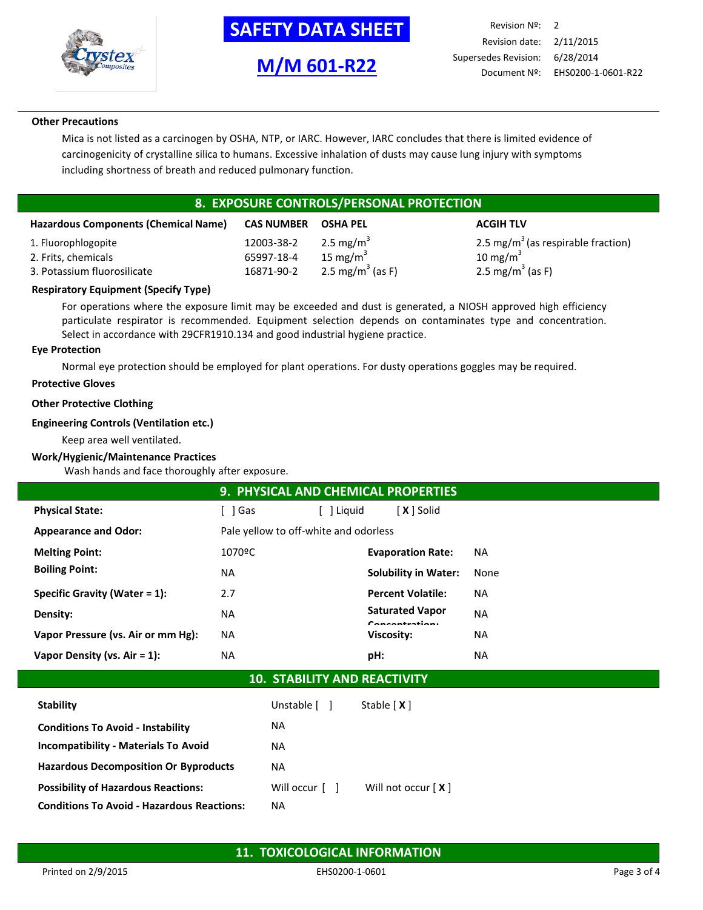**Other Precautions**

Mica is not listed as a carcinogen by OSHA, NTP, or IARC. However, IARC concludes that there is limited evidence of carcinogenicity of crystalline silica to humans. Excessive inhalation of dusts may cause lung injury with symptoms including shortness of breath and reduced pulmonary function.

## 8. EXPOSURE CONTROLS/PERSONAL PROTECTION

| Hazardous Components (Chemical Name) | CAS NUMBER | OSHA PEL | ACGIH TLV |
|---|---|---|---|
| 1. Fluorophlogopite | 12003-38-2 | 2.5 mg/m$^3$ | 2.5 mg/m$^3$ (as respirable fraction) |
| 2. Frits, chemicals | 65997-18-4 | 15 mg/m$^3$ | 10 mg/m$^3$ |
| 3. Potassium fluorosilicate | 16871-90-2 | 2.5 mg/m$^3$ (as F) | 2.5 mg/m$^3$ (as F) |

**Respiratory Equipment (Specify Type)**

For operations where the exposure limit may be exceeded and dust is generated, a NIOSH approved high efficiency particulate respirator is recommended. Equipment selection depends on contaminates type and concentration. Select in accordance with 29CFR1910.134 and good industrial hygiene practice.

**Eye Protection**

Normal eye protection should be employed for plant operations. For dusty operations goggles may be required.

**Protective Gloves**

**Other Protective Clothing**

**Engineering Controls (Ventilation etc.)**

Keep area well ventilated.

**Work/Hygienic/Maintenance Practices**

Wash hands and face thoroughly after exposure.

## 9. PHYSICAL AND CHEMICAL PROPERTIES

| | | | |
|---|---|---|---|
| **Physical State:** | [ ] Gas [ ] Liquid [ X ] Solid | | |
| **Appearance and Odor:** | Pale yellow to off-white and odorless | | |
| **Melting Point:** | 1070ºC | **Evaporation Rate:** | NA |
| **Boiling Point:** | NA | **Solubility in Water:** | None |
| **Specific Gravity (Water = 1):** | 2.7 | **Percent Volatile:** | NA |
| **Density:** | NA | **Saturated Vapor Concentration:** | NA |
| **Vapor Pressure (vs. Air or mm Hg):** | NA | **Viscosity:** | NA |
| **Vapor Density (vs. Air = 1):** | NA | **pH:** | NA |

## 10. STABILITY AND REACTIVITY

| | | |
|---|---|---|
| **Stability** | Unstable [ ] | Stable [ X ] |
| **Conditions To Avoid - Instability** | NA | |
| **Incompatibility - Materials To Avoid** | NA | |
| **Hazardous Decomposition Or Byproducts** | NA | |
| **Possibility of Hazardous Reactions:** | Will occur [ ] | Will not occur [ X ] |
| **Conditions To Avoid - Hazardous Reactions:** | NA | |

## 11. TOXICOLOGICAL INFORMATION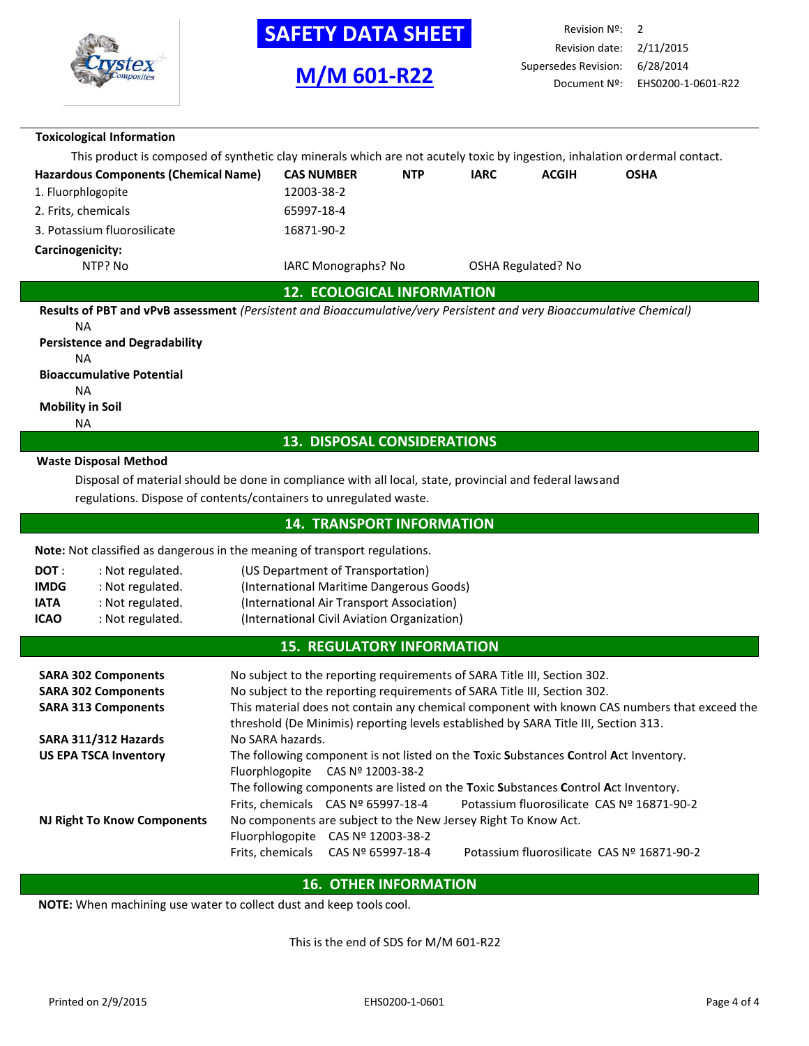**Toxicological Information**

This product is composed of synthetic clay minerals which are not acutely toxic by ingestion, inhalation or dermal contact.

| Hazardous Components (Chemical Name) | CAS NUMBER | NTP | IARC | ACGIH | OSHA |
|---|---|---|---|---|---|
| 1. Fluorphlogopite | 12003-38-2 | | | | |
| 2. Frits, chemicals | 65997-18-4 | | | | |
| 3. Potassium fluorosilicate | 16871-90-2 | | | | |

**Carcinogenicity:**

NTP? No    IARC Monographs? No    OSHA Regulated? No

## 12. ECOLOGICAL INFORMATION

**Results of PBT and vPvB assessment** *(Persistent and Bioaccumulative/very Persistent and very Bioaccumulative Chemical)*

NA

**Persistence and Degradability**

NA

**Bioaccumulative Potential**

NA

**Mobility in Soil**

NA

## 13. DISPOSAL CONSIDERATIONS

**Waste Disposal Method**

Disposal of material should be done in compliance with all local, state, provincial and federal laws and regulations. Dispose of contents/containers to unregulated waste.

## 14. TRANSPORT INFORMATION

**Note:** Not classified as dangerous in the meaning of transport regulations.

| | | |
|---|---|---|
| **DOT** : | : Not regulated. | (US Department of Transportation) |
| **IMDG** | : Not regulated. | (International Maritime Dangerous Goods) |
| **IATA** | : Not regulated. | (International Air Transport Association) |
| **ICAO** | : Not regulated. | (International Civil Aviation Organization) |

## 15. REGULATORY INFORMATION

| | |
|---|---|
| **SARA 302 Components** | No subject to the reporting requirements of SARA Title III, Section 302. |
| **SARA 302 Components** | No subject to the reporting requirements of SARA Title III, Section 302. |
| **SARA 313 Components** | This material does not contain any chemical component with known CAS numbers that exceed the threshold (De Minimis) reporting levels established by SARA Title III, Section 313. |
| **SARA 311/312 Hazards** | No SARA hazards. |
| **US EPA TSCA Inventory** | The following component is not listed on the **T**oxic **S**ubstances **C**ontrol **A**ct Inventory. Fluorphlogopite CAS Nº 12003-38-2 The following components are listed on the **T**oxic **S**ubstances **C**ontrol **A**ct Inventory. Frits, chemicals CAS Nº 65997-18-4 Potassium fluorosilicate CAS Nº 16871-90-2 |
| **NJ Right To Know Components** | No components are subject to the New Jersey Right To Know Act. Fluorphlogopite CAS Nº 12003-38-2 Frits, chemicals CAS Nº 65997-18-4 Potassium fluorosilicate CAS Nº 16871-90-2 |

## 16. OTHER INFORMATION

**NOTE:** When machining use water to collect dust and keep tools cool.

This is the end of SDS for M/M 601-R22